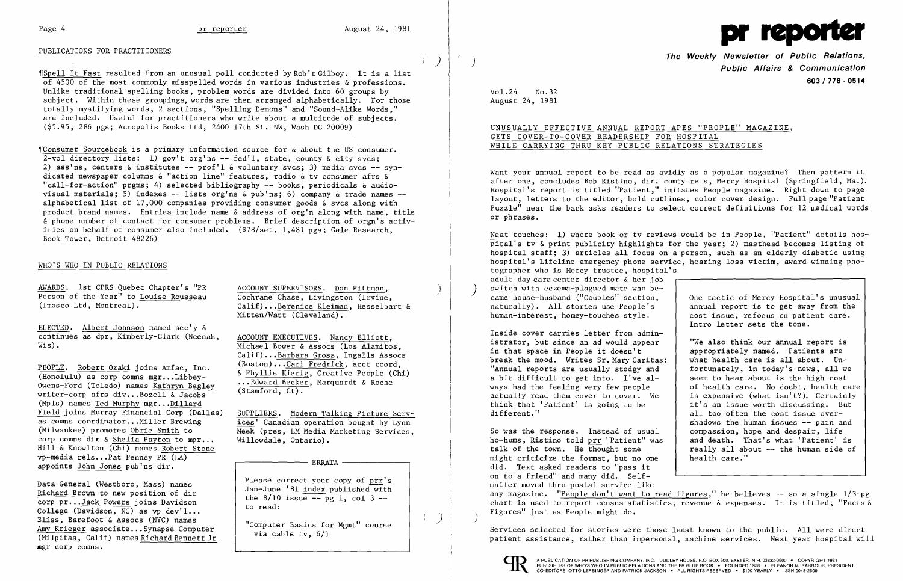## PUBLICATIONS FOR PRACTITIONERS

¶Spell It Fast resulted from an unusual poll conducted by Rob't Gilboy. It is a list of 4500 of the most commonly misspelled words in various industries & professions. Unlike traditional spelling books, problem words are divided into 60 groups by subject. Within these groupings, words are then arranged alphabetically. For those totally mystifying words, 2 sections, "Spelling Demons" and "Sound-Alike Words," are included. Useful for practitioners who write about a multitude of subjects. ($5.95, 286 pgs; Acropolis Books Ltd, 2400 17th St. NW, Wash DC 20009)

¶Consumer Sourcebook is a primary information source for & about the US consumer. 2-vol directory lists: 1) gov't org'ns -- fed'l, state, county & city svcs; 2) ass'ns, centers & institutes -- prof'l & voluntary svcs; 3) media svcs -- syndicated newspaper columns & "action line" features, radio & tv consumer afrs & "call-for-action" prgms; 4) selected bibliography -- books, periodicals & audio-visual materials; 5) indexes -- lists org'ns & pub'ns; 6) company & trade names -- alphabetical list of 17,000 companies providing consumer goods & svcs along with product brand names. Entries include name & address of org'n along with name, title & phone number of contact for consumer problems. Brief description of orgn's activities on behalf of consumer also included. ($78/set, 1,481 pgs; Gale Research, Book Tower, Detroit 48226)

## WHO'S WHO IN PUBLIC RELATIONS

AWARDS. 1st CPRS Quebec Chapter's "PR Person of the Year" to Louise Rousseau (Imasco Ltd, Montreal).

ELECTED. Albert Johnson named sec'y & continues as dpr, Kimberly-Clark (Neenah, Wis).

PEOPLE. Robert Ozaki joins Amfac, Inc. (Honolulu) as corp comns mgr...Libbey-Owens-Ford (Toledo) names Kathryn Begley writer-corp afrs div...Bozell & Jacobs (Mpls) names Ted Murphy mgr...Dillard Field joins Murray Financial Corp (Dallas) as comns coordinator...Miller Brewing (Milwaukee) promotes Obrie Smith to corp comns dir & Shelia Payton to mpr... Hill & Knowlton (Chi) names Robert Stone vp-media rels...Pat Penney PR (LA) appoints John Jones pub'ns dir.

Data General (Westboro, Mass) names Richard Brown to new position of dir corp pr...Jack Powers joins Davidson College (Davidson, NC) as vp dev'l... Bliss, Barefoot & Assocs (NYC) names Amy Krieger associate...Synapse Computer (Milpitas, Calif) names Richard Bennett Jr mgr corp comns.

ACCOUNT SUPERVISORS. Dan Pittman, Cochrane Chase, Livingston (Irvine, Calif)...Berenice Kleiman, Hesselbart & Mitten/Watt (Cleveland).

ACCOUNT EXECUTIVES. Nancy Elliott, Michael Bower & Assocs (Los Alamitos, Calif)...Barbara Gross, Ingalls Assocs (Boston)...Cari Fredrick, acct coord, & Phyllis Kierig, Creative People (Chi) ...Edward Becker, Marquardt & Roche (Stamford, Ct).

SUPPLIERS. Modern Talking Picture Services' Canadian operation bought by Lynn Meek (pres, LM Media Marketing Services, Willowdale, Ontario).

**ERRATA**

Please correct your copy of prr's Jan-June '81 index published with the 8/10 issue -- pg 1, col 3 -- to read:

"Computer Basics for Mgmt" course via cable tv, 6/1

# pr reporter

**The Weekly Newsletter of Public Relations, Public Affairs & Communication**
**603 / 778 - 0514**

Vol.24 No.32
August 24, 1981

## UNUSUALLY EFFECTIVE ANNUAL REPORT APES "PEOPLE" MAGAZINE, GETS COVER-TO-COVER READERSHIP FOR HOSPITAL WHILE CARRYING THRU KEY PUBLIC RELATIONS STRATEGIES

Want your annual report to be read as avidly as a popular magazine? Then pattern it after one, concludes Bob Ristino, dir. comty rels, Mercy Hospital (Springfield, Ma.). Hospital's report is titled "Patient," imitates People magazine. Right down to page layout, letters to the editor, bold cutlines, color cover design. Full page "Patient Puzzle" near the back asks readers to select correct definitions for 12 medical words or phrases.

Neat touches: 1) where book or tv reviews would be in People, "Patient" details hospital's tv & print publicity highlights for the year; 2) masthead becomes listing of hospital staff; 3) articles all focus on a person, such as an elderly diabetic using hospital's Lifeline emergency phone service, hearing loss victim, award-winning photographer who is Mercy trustee, hospital's adult day care center director & her job switch with eczema-plagued mate who became house-husband ("Couples" section, naturally). All stories use People's human-interest, homey-touches style.

Inside cover carries letter from administrator, but since an ad would appear in that space in People it doesn't break the mood. Writes Sr. Mary Caritas: "Annual reports are usually stodgy and a bit difficult to get into. I've always had the feeling very few people actually read them cover to cover. We think that 'Patient' is going to be different."

> One tactic of Mercy Hospital's unusual annual report is to get away from the cost issue, refocus on patient care. Intro letter sets the tone.
>
> "We also think our annual report is appropriately named. Patients are what health care is all about. Unfortunately, in today's news, all we seem to hear about is the high cost of health care. No doubt, health care is expensive (what isn't?). Certainly it's an issue worth discussing. But all too often the cost issue overshadows the human issues -- pain and compassion, hope and despair, life and death. That's what 'Patient' is really all about -- the human side of health care."

So was the response. Instead of usual ho-hums, Ristino told prr "Patient" was talk of the town. He thought some might criticize the format, but no one did. Text asked readers to "pass it on to a friend" and many did. Self-mailer moved thru postal service like any magazine. "People don't want to read figures," he believes -- so a single 1/3-pg chart is used to report census statistics, revenue & expenses. It is titled, "Facts & Figures" just as People might do.

Services selected for stories were those least known to the public. All were direct patient assistance, rather than impersonal, machine services. Next year hospital will

A PUBLICATION OF PR PUBLISHING COMPANY, INC. DUDLEY HOUSE, P.O. BOX 600, EXETER, N.H. 03833-0600 • COPYRIGHT 1981 PUBLISHERS OF WHO'S WHO IN PUBLIC RELATIONS AND THE PR BLUE BOOK • FOUNDED 1958 • ELEANOR M. BARBOUR, PRESIDENT CO-EDITORS: OTTO LERBINGER AND PATRICK JACKSON • ALL RIGHTS RESERVED • $100 YEARLY • ISSN 0048-2609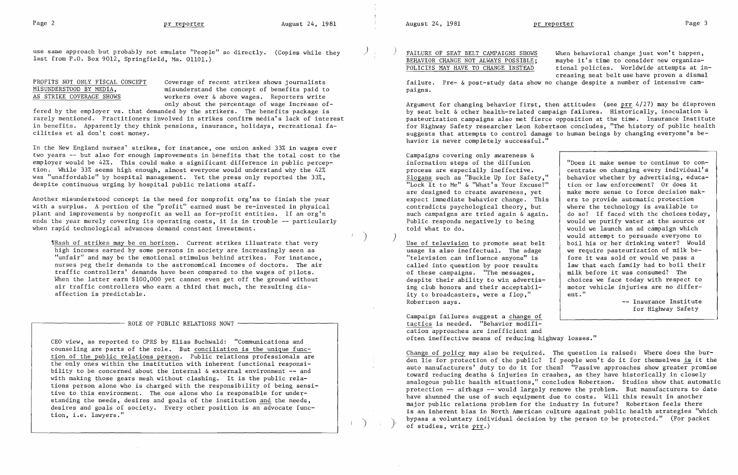use same approach but probably not emulate "People" so directly. (Copies while they last from P.O. Box 9012, Springfield, Ma. 01101.)

PROFITS NOT ONLY FISCAL CONCEPT MISUNDERSTOOD BY MEDIA, AS STRIKE COVERAGE SHOWS

Coverage of recent strikes shows journalists misunderstand the concept of benefits paid to workers over & above wages. Reporters write only about the percentage of wage increase offered by the employer vs. that demanded by the strikers. The benefits package is rarely mentioned. Practitioners involved in strikes confirm media's lack of interest in benefits. Apparently they think pensions, insurance, holidays, recreational facilities et al don't cost money.

In the New England nurses' strikes, for instance, one union asked 33% in wages over two years -- but also for enough improvements in benefits that the total cost to the employer would be 42%. This could make a significant difference in public perception. While 33% seems high enough, almost everyone would understand why the 42% was "unaffordable" by hospital management. Yet the press only reported the 33%, despite continuous urging by hospital public relations staff.

Another misunderstood concept is the need for nonprofit org'ns to finish the year with a surplus. A portion of the "profit" earned must be re-invested in physical plant and improvements by nonprofit as well as for-profit entities. If an org'n ends the year merely covering its operating costs, it is in trouble -- particularly when rapid technological advances demand constant investment.

¶Rash of strikes may be on horizon. Current strikes illustrate that very high incomes earned by some persons in society are increasingly seen as "unfair" and may be the emotional stimulus behind strikes. For instance, nurses peg their demands to the astronomical incomes of doctors. The air traffic controllers' demands have been compared to the wages of pilots. When the latter earn $100,000 yet cannot even get off the ground without air traffic controllers who earn a third that much, the resulting disaffection is predictable.

## ROLE OF PUBLIC RELATIONS NOW?

CEO view, as reported to CPRS by Elias Buchwald: "Communications and counseling are parts of the role. But conciliation is the unique function of the public relations person. Public relations professionals are the only ones within the institution with inherent functional responsibility to be concerned about the internal & external environment -- and with making those gears mesh without clashing. It is the public relations person alone who is charged with the responsibility of being sensitive to this environment. The one alone who is responsible for understanding the needs, desires and goals of the institution and the needs, desires and goals of society. Every other position is an advocate function, i.e. lawyers."

FAILURE OF SEAT BELT CAMPAIGNS SHOWS BEHAVIOR CHANGE NOT ALWAYS POSSIBLE; POLICIES MAY HAVE TO CHANGE INSTEAD

When behavioral change just won't happen, maybe it's time to consider new organizational policies. Worldwide attempts at increasing seat belt use have proven a dismal failure. Pre- & post-study data show no change despite a number of intensive campaigns.

Argument for changing behavior first, then attitudes (see prr 4/27) may be disproven by seat belt & other health-related campaign failures. Historically, inoculation & pasteurization campaigns also met fierce opposition at the time. Insurance Institute for Highway Safety researcher Leon Robertson concludes, "The history of public health suggests that attempts to control damage to human beings by changing everyone's behavior is never completely successful."

Campaigns covering only awareness & information steps of the diffusion process are especially ineffective. Slogans such as "Buckle Up for Safety," "Lock It to Me" & "What's Your Excuse?" are designed to create awareness, yet expect immediate behavior change. This contradicts psychological theory, but such campaigns are tried again & again. Public responds negatively to being told what to do.

Use of television to promote seat belt usage is also ineffectual. The adage "television can influence anyone" is called into question by poor results of these campaigns. "The messages, despite their ability to win advertising club honors and their acceptability to broadcasters, were a flop," Robertson says.

> "Does it make sense to continue to concentrate on changing every individual's behavior whether by advertising, education or law enforcement? Or does it make more sense to force decision makers to provide automatic protection where the technology is available to do so? If faced with the choices today, would we purify water at the source or would we launch an ad campaign which would attempt to persuade everyone to boil his or her drinking water? Would we require pasteurization of milk before it was sold or would we pass a law that each family had to boil their milk before it was consumed? The choices we face today with respect to motor vehicle injuries are no different."
>
> -- Insurance Institute for Highway Safety

Campaign failures suggest a change of tactics is needed. "Behavior modification approaches are inefficient and often ineffective means of reducing highway losses."

Change of policy may also be required. The question is raised: Where does the burden lie for protection of the public? If people won't do it for themselves is it the auto manufacturers' duty to do it for them? "Passive approaches show greater promise toward reducing deaths & injuries in crashes, as they have historically in closely analogous public health situations," concludes Robertson. Studies show that automatic protection -- airbags -- would largely remove the problem. But manufacturers to date have shunned the use of such equipment due to costs. Will this result in another major public relations problem for the industry in future? Robertson feels there is an inherent bias in North American culture against public health strategies "which bypass a voluntary individual decision by the person to be protected." (For packet of studies, write prr.)